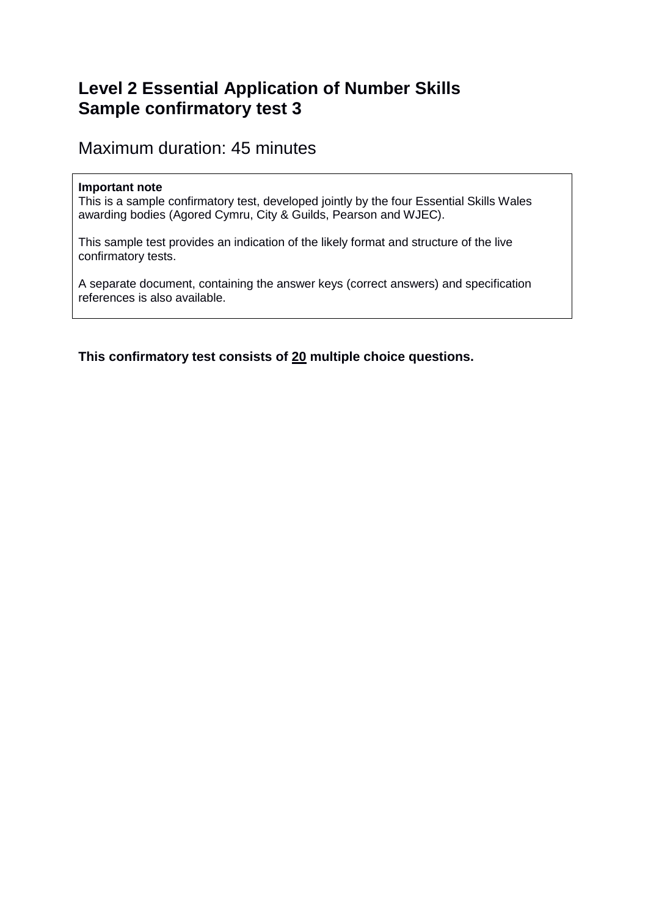# Level 2 Essential Application of Number Skills
# Sample confirmatory test 3

## Maximum duration: 45 minutes

> **Important note**
> This is a sample confirmatory test, developed jointly by the four Essential Skills Wales awarding bodies (Agored Cymru, City & Guilds, Pearson and WJEC).
>
> This sample test provides an indication of the likely format and structure of the live confirmatory tests.
>
> A separate document, containing the answer keys (correct answers) and specification references is also available.

**This confirmatory test consists of <u>20</u> multiple choice questions.**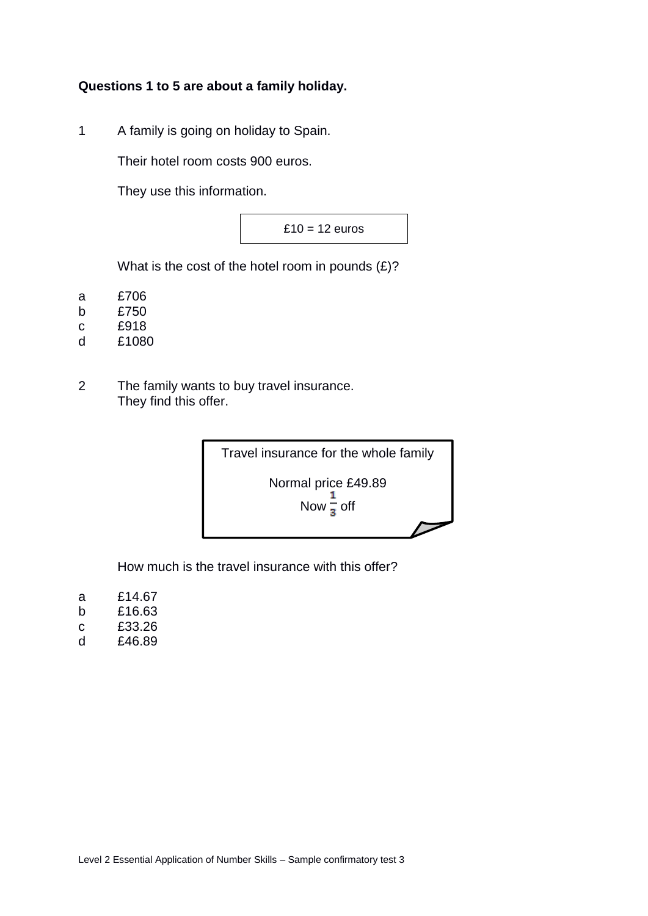**Questions 1 to 5 are about a family holiday.**

1 A family is going on holiday to Spain.

Their hotel room costs 900 euros.

They use this information.

| |
|---|
| £10 = 12 euros |

What is the cost of the hotel room in pounds (£)?

a £706
b £750
c £918
d £1080

2 The family wants to buy travel insurance.
They find this offer.

| |
|---|
| Travel insurance for the whole family |
| Normal price £49.89 |
| Now $\frac{1}{3}$ off |

How much is the travel insurance with this offer?

a £14.67
b £16.63
c £33.26
d £46.89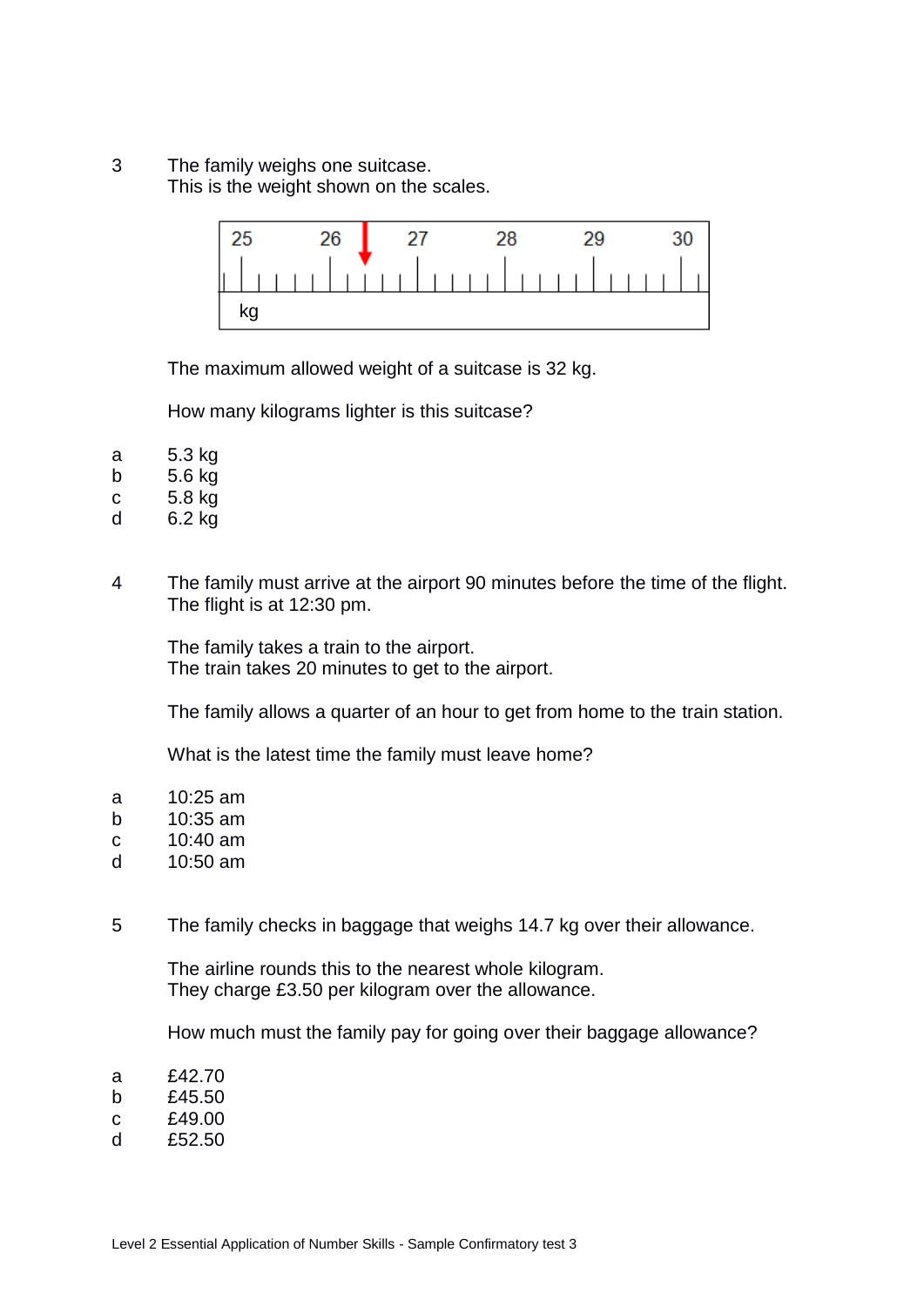3 The family weighs one suitcase.
This is the weight shown on the scales.

25
26
27
28
29
30
kg

The maximum allowed weight of a suitcase is 32 kg.

How many kilograms lighter is this suitcase?

a 5.3 kg
b 5.6 kg
c 5.8 kg
d 6.2 kg

4 The family must arrive at the airport 90 minutes before the time of the flight.
The flight is at 12:30 pm.

The family takes a train to the airport.
The train takes 20 minutes to get to the airport.

The family allows a quarter of an hour to get from home to the train station.

What is the latest time the family must leave home?

a 10:25 am
b 10:35 am
c 10:40 am
d 10:50 am

5 The family checks in baggage that weighs 14.7 kg over their allowance.

The airline rounds this to the nearest whole kilogram.
They charge £3.50 per kilogram over the allowance.

How much must the family pay for going over their baggage allowance?

a £42.70
b £45.50
c £49.00
d £52.50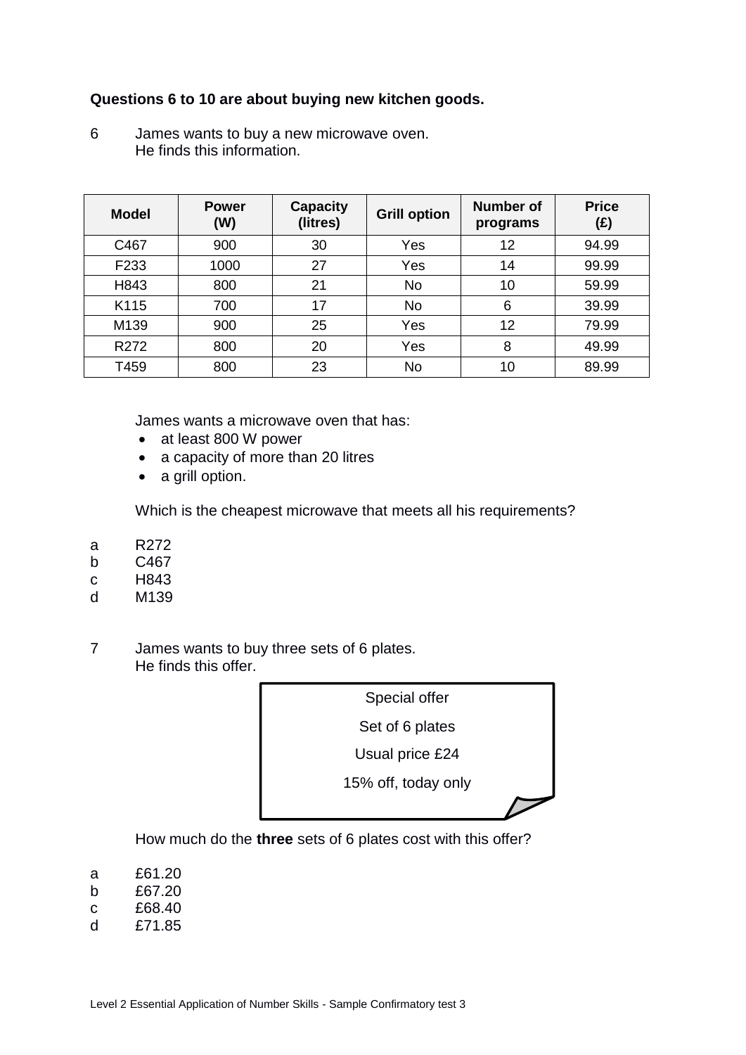**Questions 6 to 10 are about buying new kitchen goods.**

6 James wants to buy a new microwave oven.
He finds this information.

| Model | Power (W) | Capacity (litres) | Grill option | Number of programs | Price (£) |
|---|---|---|---|---|---|
| C467 | 900 | 30 | Yes | 12 | 94.99 |
| F233 | 1000 | 27 | Yes | 14 | 99.99 |
| H843 | 800 | 21 | No | 10 | 59.99 |
| K115 | 700 | 17 | No | 6 | 39.99 |
| M139 | 900 | 25 | Yes | 12 | 79.99 |
| R272 | 800 | 20 | Yes | 8 | 49.99 |
| T459 | 800 | 23 | No | 10 | 89.99 |

James wants a microwave oven that has:

- at least 800 W power
- a capacity of more than 20 litres
- a grill option.

Which is the cheapest microwave that meets all his requirements?

a R272
b C467
c H843
d M139

7 James wants to buy three sets of 6 plates.
He finds this offer.

Special offer

Set of 6 plates

Usual price £24

15% off, today only

How much do the **three** sets of 6 plates cost with this offer?

a £61.20
b £67.20
c £68.40
d £71.85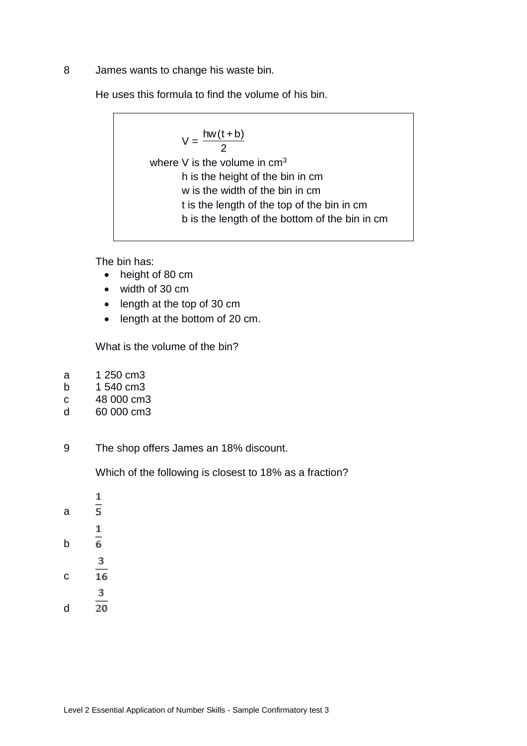8 James wants to change his waste bin.

He uses this formula to find the volume of his bin.

$$V = \frac{hw(t+b)}{2}$$

where V is the volume in $cm^3$
h is the height of the bin in cm
w is the width of the bin in cm
t is the length of the top of the bin in cm
b is the length of the bottom of the bin in cm

The bin has:

- height of 80 cm
- width of 30 cm
- length at the top of 30 cm
- length at the bottom of 20 cm.

What is the volume of the bin?

a 1 250 cm3
b 1 540 cm3
c 48 000 cm3
d 60 000 cm3

9 The shop offers James an 18% discount.

Which of the following is closest to 18% as a fraction?

a $\frac{1}{5}$

b $\frac{1}{6}$

c $\frac{3}{16}$

d $\frac{3}{20}$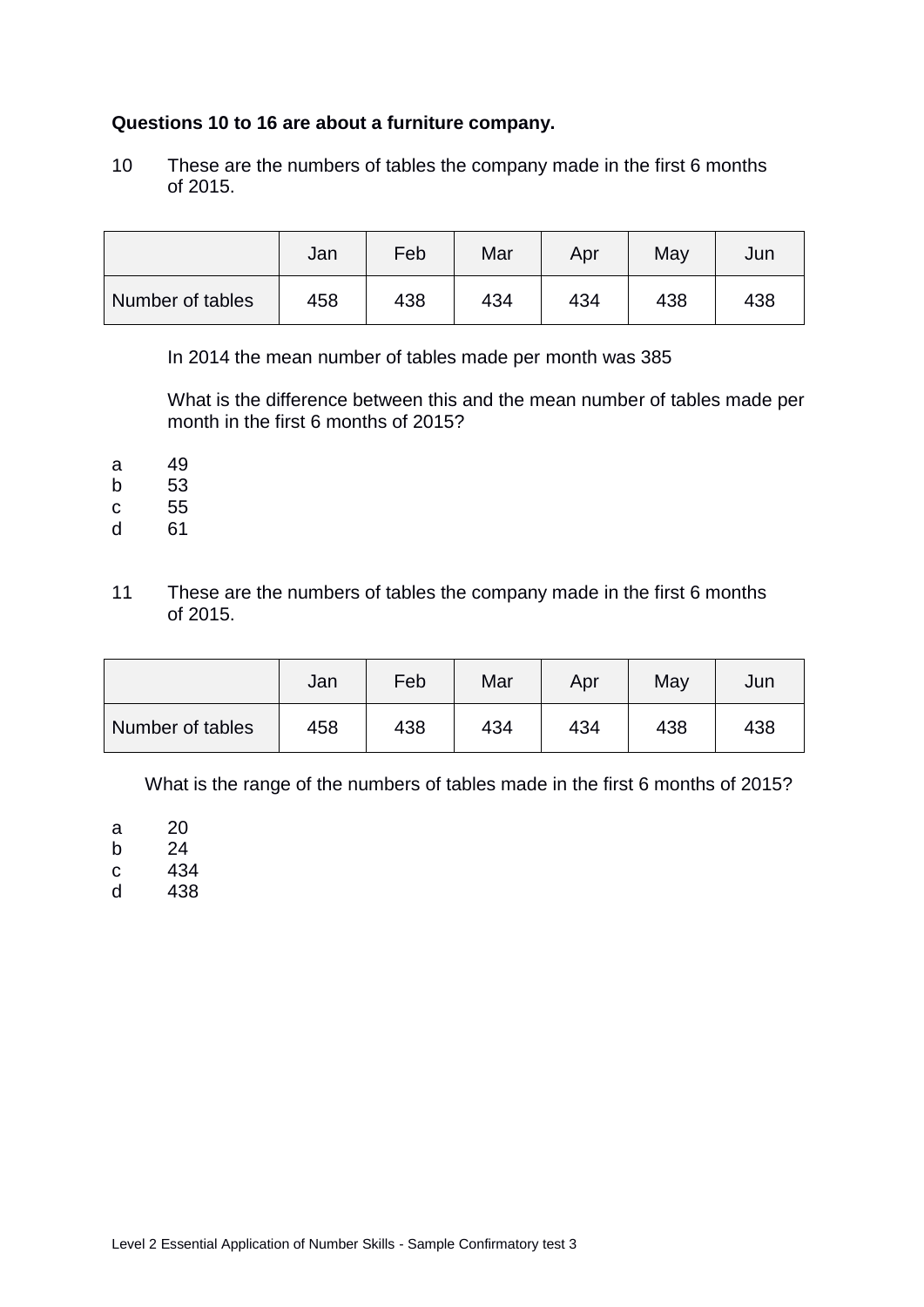**Questions 10 to 16 are about a furniture company.**

10 These are the numbers of tables the company made in the first 6 months of 2015.

| | Jan | Feb | Mar | Apr | May | Jun |
|---|---|---|---|---|---|---|
| Number of tables | 458 | 438 | 434 | 434 | 438 | 438 |

In 2014 the mean number of tables made per month was 385

What is the difference between this and the mean number of tables made per month in the first 6 months of 2015?

a 49
b 53
c 55
d 61

11 These are the numbers of tables the company made in the first 6 months of 2015.

| | Jan | Feb | Mar | Apr | May | Jun |
|---|---|---|---|---|---|---|
| Number of tables | 458 | 438 | 434 | 434 | 438 | 438 |

What is the range of the numbers of tables made in the first 6 months of 2015?

a 20
b 24
c 434
d 438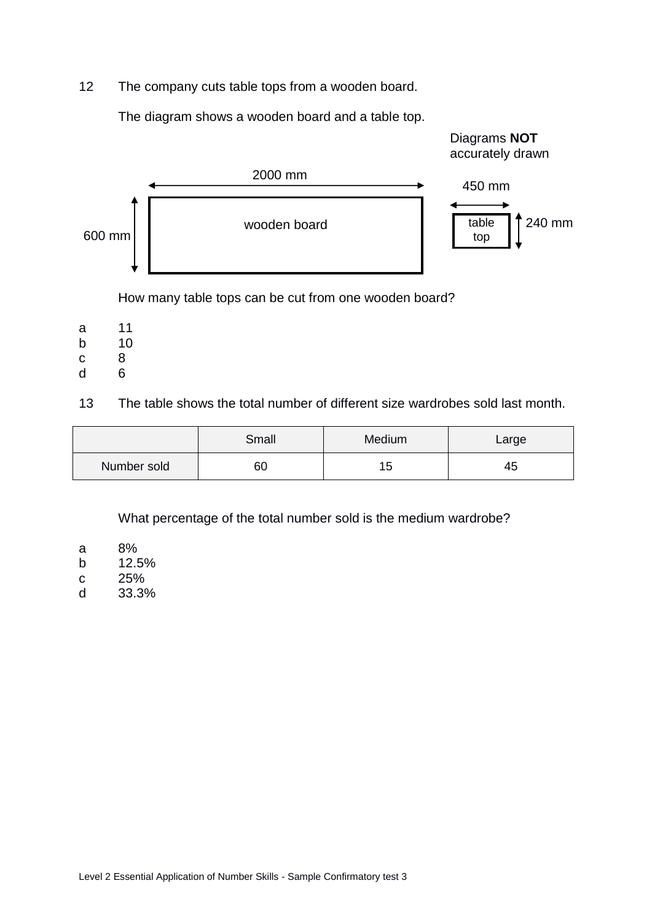12 The company cuts table tops from a wooden board.

The diagram shows a wooden board and a table top.

Diagrams **NOT** accurately drawn

2000 mm

600 mm

wooden board

450 mm

240 mm

table top

How many table tops can be cut from one wooden board?

a 11
b 10
c 8
d 6

13 The table shows the total number of different size wardrobes sold last month.

| | Small | Medium | Large |
|---|---|---|---|
| Number sold | 60 | 15 | 45 |

What percentage of the total number sold is the medium wardrobe?

a 8%
b 12.5%
c 25%
d 33.3%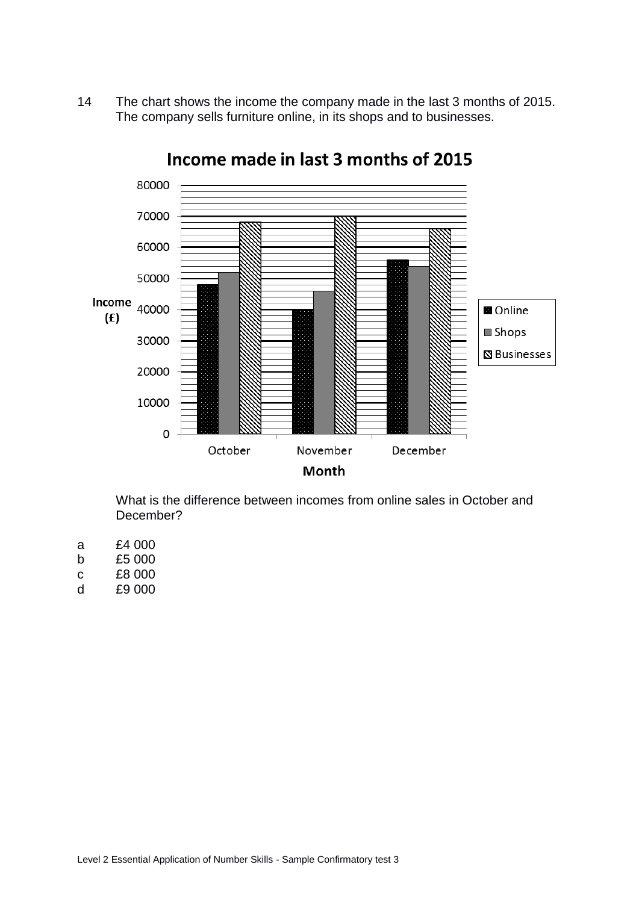14 The chart shows the income the company made in the last 3 months of 2015. The company sells furniture online, in its shops and to businesses.

**Income made in last 3 months of 2015**

80000
70000
60000
50000
40000
30000
20000
10000
0

Income (£)

October
November
December

Month

Online
Shops
Businesses

What is the difference between incomes from online sales in October and December?

a £4 000
b £5 000
c £8 000
d £9 000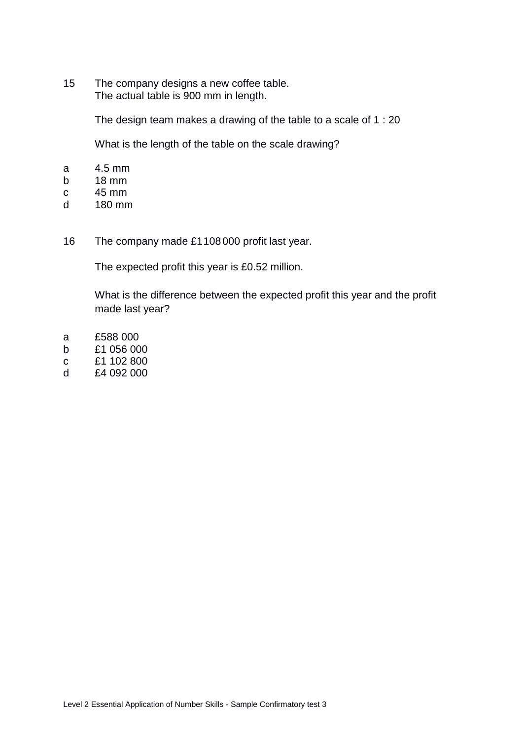15 The company designs a new coffee table.
The actual table is 900 mm in length.

The design team makes a drawing of the table to a scale of 1 : 20

What is the length of the table on the scale drawing?

a 4.5 mm
b 18 mm
c 45 mm
d 180 mm

16 The company made £1108000 profit last year.

The expected profit this year is £0.52 million.

What is the difference between the expected profit this year and the profit made last year?

a £588 000
b £1 056 000
c £1 102 800
d £4 092 000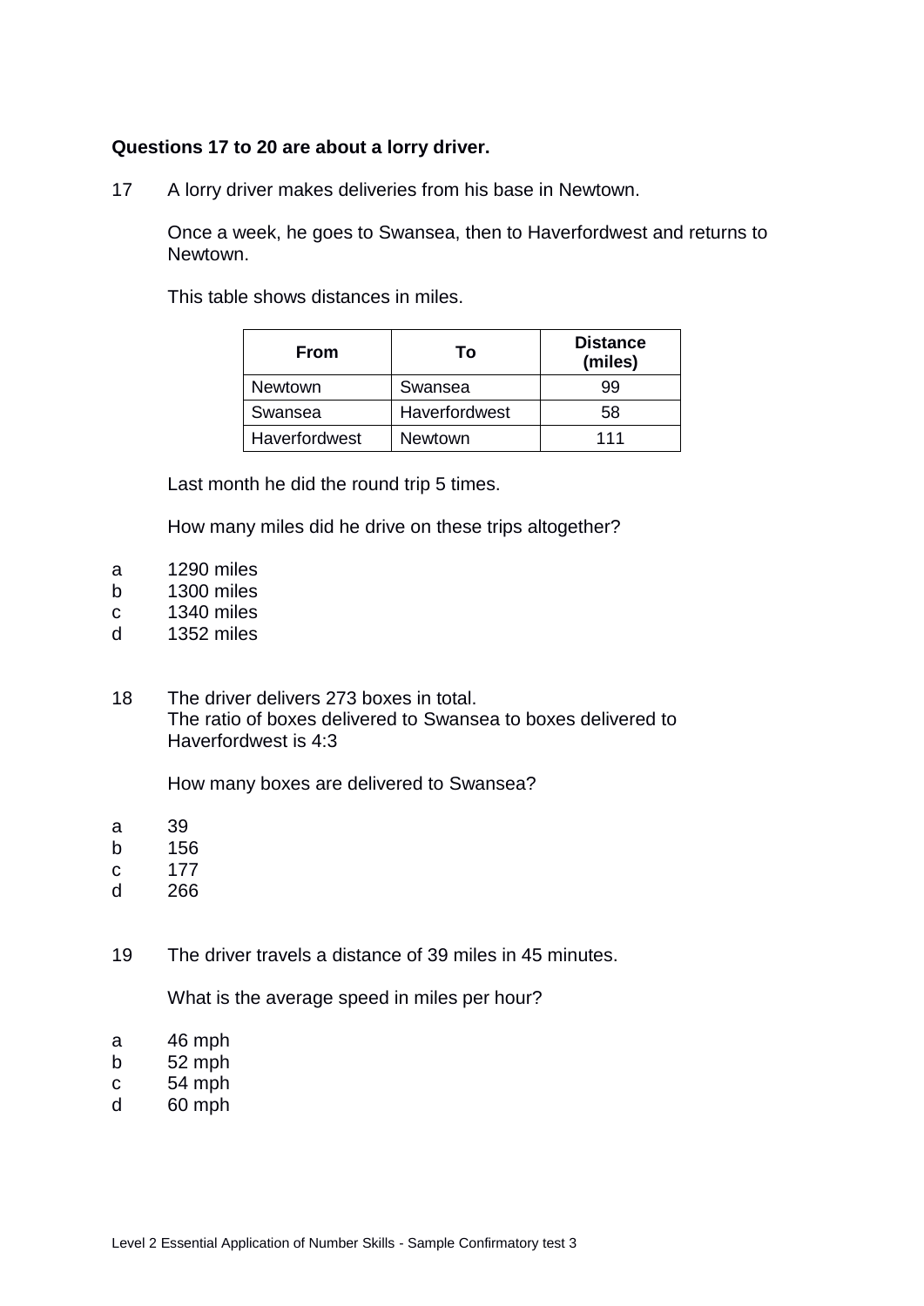**Questions 17 to 20 are about a lorry driver.**

17 A lorry driver makes deliveries from his base in Newtown.

Once a week, he goes to Swansea, then to Haverfordwest and returns to Newtown.

This table shows distances in miles.

| From | To | Distance (miles) |
|---|---|---|
| Newtown | Swansea | 99 |
| Swansea | Haverfordwest | 58 |
| Haverfordwest | Newtown | 111 |

Last month he did the round trip 5 times.

How many miles did he drive on these trips altogether?

a 1290 miles
b 1300 miles
c 1340 miles
d 1352 miles

18 The driver delivers 273 boxes in total.
The ratio of boxes delivered to Swansea to boxes delivered to Haverfordwest is 4:3

How many boxes are delivered to Swansea?

a 39
b 156
c 177
d 266

19 The driver travels a distance of 39 miles in 45 minutes.

What is the average speed in miles per hour?

a 46 mph
b 52 mph
c 54 mph
d 60 mph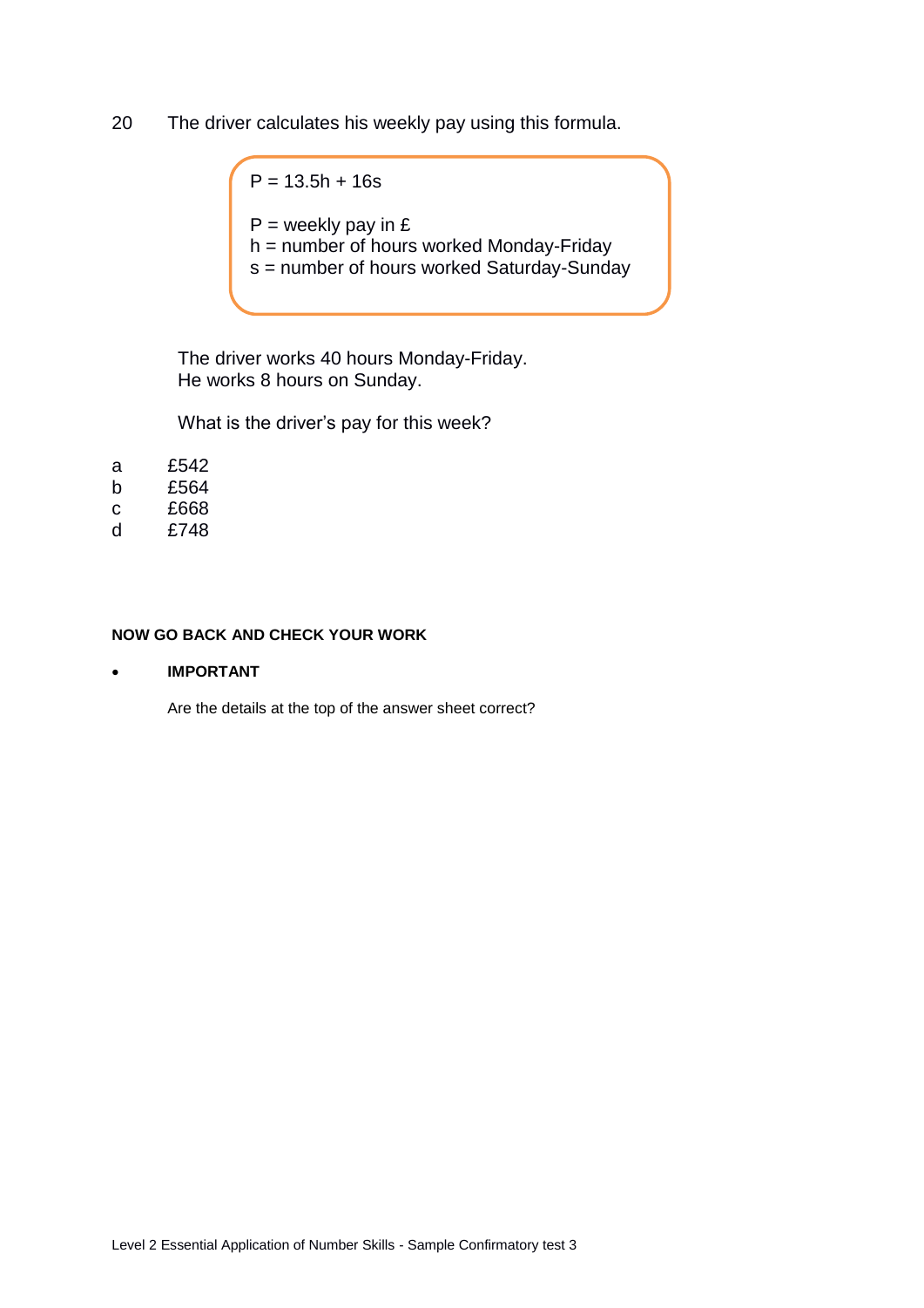20 The driver calculates his weekly pay using this formula.

> $P = 13.5h + 16s$
>
> $P$ = weekly pay in £
> $h$ = number of hours worked Monday-Friday
> $s$ = number of hours worked Saturday-Sunday

The driver works 40 hours Monday-Friday.
He works 8 hours on Sunday.

What is the driver's pay for this week?

a £542
b £564
c £668
d £748

**NOW GO BACK AND CHECK YOUR WORK**

- **IMPORTANT**

  Are the details at the top of the answer sheet correct?